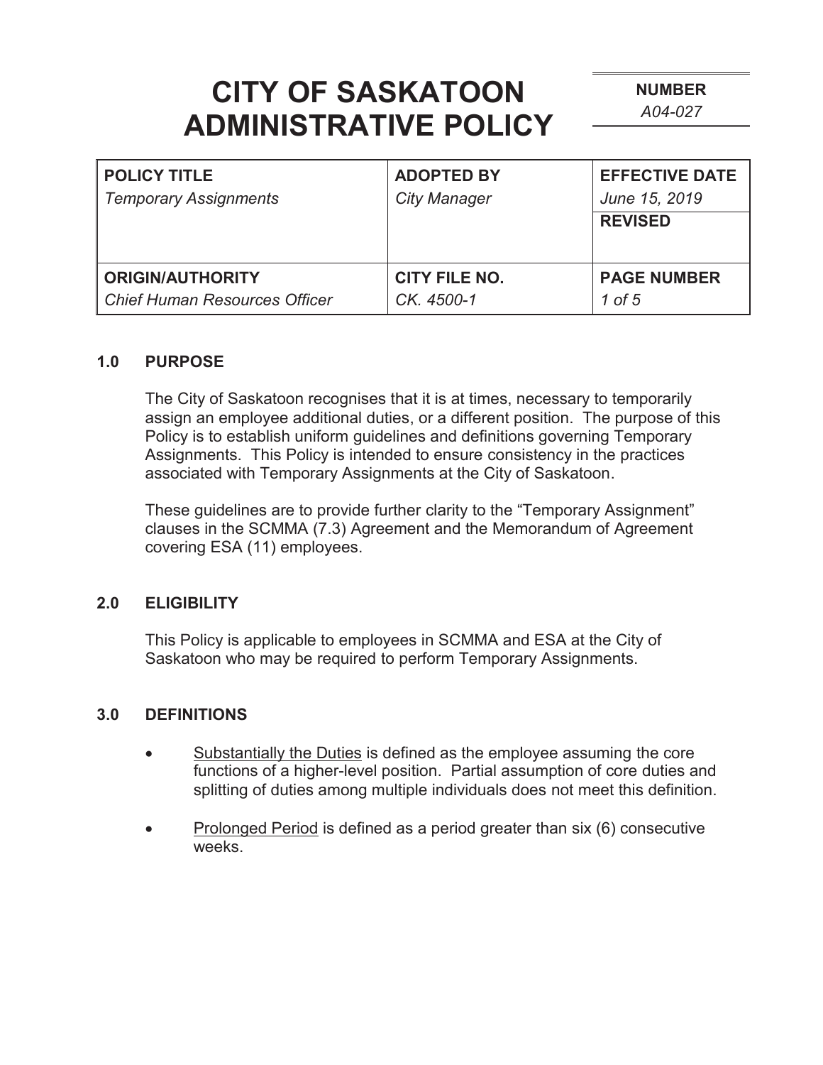# CITY OF SASKATOON ADMINISTRATIVE POLICY

**NUMBER**
*A04-027*

| **POLICY TITLE** | **ADOPTED BY** | **EFFECTIVE DATE** |
|---|---|---|
| *Temporary Assignments* | *City Manager* | *June 15, 2019* |
| | | **REVISED** |
| **ORIGIN/AUTHORITY** | **CITY FILE NO.** | **PAGE NUMBER** |
| *Chief Human Resources Officer* | *CK. 4500-1* | *1 of 5* |

## 1.0 PURPOSE

The City of Saskatoon recognises that it is at times, necessary to temporarily assign an employee additional duties, or a different position. The purpose of this Policy is to establish uniform guidelines and definitions governing Temporary Assignments. This Policy is intended to ensure consistency in the practices associated with Temporary Assignments at the City of Saskatoon.

These guidelines are to provide further clarity to the "Temporary Assignment" clauses in the SCMMA (7.3) Agreement and the Memorandum of Agreement covering ESA (11) employees.

## 2.0 ELIGIBILITY

This Policy is applicable to employees in SCMMA and ESA at the City of Saskatoon who may be required to perform Temporary Assignments.

## 3.0 DEFINITIONS

- Substantially the Duties is defined as the employee assuming the core functions of a higher-level position. Partial assumption of core duties and splitting of duties among multiple individuals does not meet this definition.

- Prolonged Period is defined as a period greater than six (6) consecutive weeks.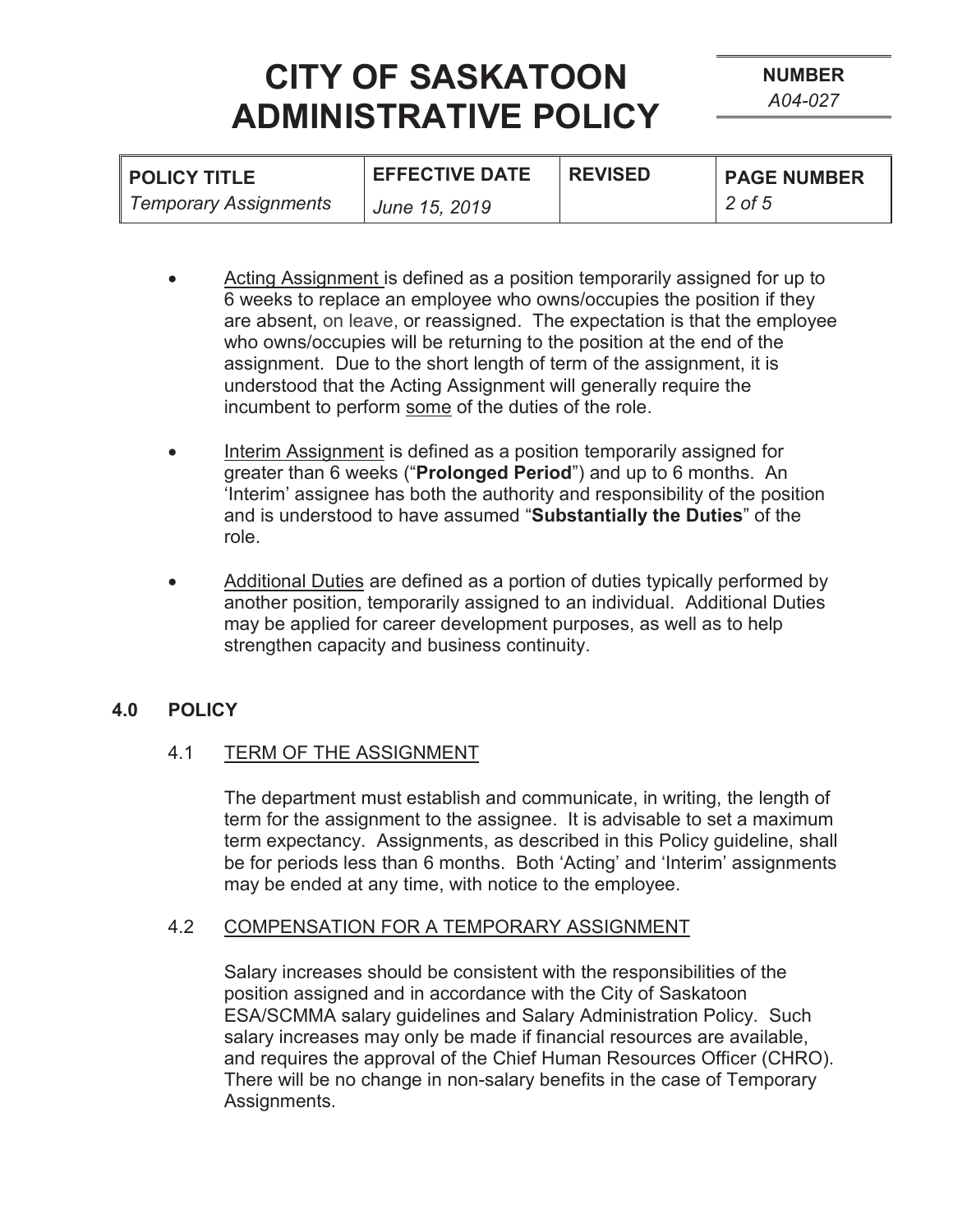- Acting Assignment is defined as a position temporarily assigned for up to 6 weeks to replace an employee who owns/occupies the position if they are absent, on leave, or reassigned. The expectation is that the employee who owns/occupies will be returning to the position at the end of the assignment. Due to the short length of term of the assignment, it is understood that the Acting Assignment will generally require the incumbent to perform some of the duties of the role.

- Interim Assignment is defined as a position temporarily assigned for greater than 6 weeks ("**Prolonged Period**") and up to 6 months. An 'Interim' assignee has both the authority and responsibility of the position and is understood to have assumed "**Substantially the Duties**" of the role.

- Additional Duties are defined as a portion of duties typically performed by another position, temporarily assigned to an individual. Additional Duties may be applied for career development purposes, as well as to help strengthen capacity and business continuity.

## 4.0 POLICY

### 4.1 TERM OF THE ASSIGNMENT

The department must establish and communicate, in writing, the length of term for the assignment to the assignee. It is advisable to set a maximum term expectancy. Assignments, as described in this Policy guideline, shall be for periods less than 6 months. Both 'Acting' and 'Interim' assignments may be ended at any time, with notice to the employee.

### 4.2 COMPENSATION FOR A TEMPORARY ASSIGNMENT

Salary increases should be consistent with the responsibilities of the position assigned and in accordance with the City of Saskatoon ESA/SCMMA salary guidelines and Salary Administration Policy. Such salary increases may only be made if financial resources are available, and requires the approval of the Chief Human Resources Officer (CHRO). There will be no change in non-salary benefits in the case of Temporary Assignments.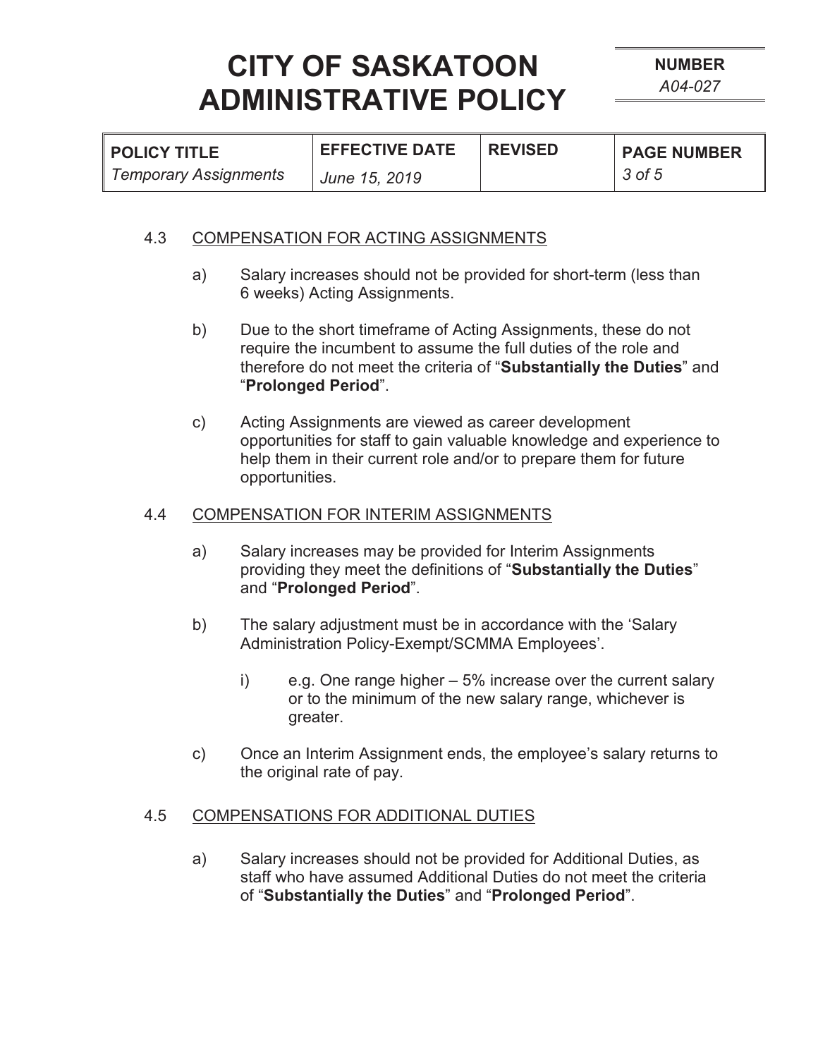### 4.3 COMPENSATION FOR ACTING ASSIGNMENTS

a) Salary increases should not be provided for short-term (less than 6 weeks) Acting Assignments.

b) Due to the short timeframe of Acting Assignments, these do not require the incumbent to assume the full duties of the role and therefore do not meet the criteria of "**Substantially the Duties**" and "**Prolonged Period**".

c) Acting Assignments are viewed as career development opportunities for staff to gain valuable knowledge and experience to help them in their current role and/or to prepare them for future opportunities.

### 4.4 COMPENSATION FOR INTERIM ASSIGNMENTS

a) Salary increases may be provided for Interim Assignments providing they meet the definitions of "**Substantially the Duties**" and "**Prolonged Period**".

b) The salary adjustment must be in accordance with the 'Salary Administration Policy-Exempt/SCMMA Employees'.

   i) e.g. One range higher – 5% increase over the current salary or to the minimum of the new salary range, whichever is greater.

c) Once an Interim Assignment ends, the employee's salary returns to the original rate of pay.

### 4.5 COMPENSATIONS FOR ADDITIONAL DUTIES

a) Salary increases should not be provided for Additional Duties, as staff who have assumed Additional Duties do not meet the criteria of "**Substantially the Duties**" and "**Prolonged Period**".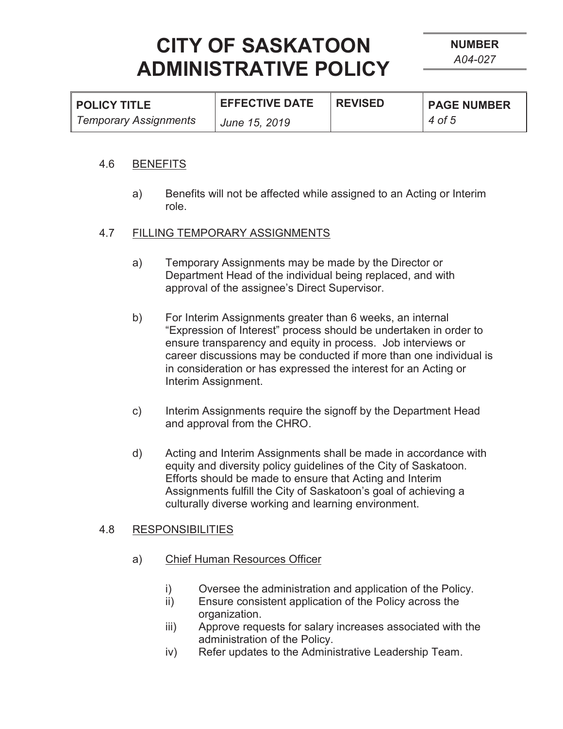### 4.6 BENEFITS

a) Benefits will not be affected while assigned to an Acting or Interim role.

### 4.7 FILLING TEMPORARY ASSIGNMENTS

a) Temporary Assignments may be made by the Director or Department Head of the individual being replaced, and with approval of the assignee's Direct Supervisor.

b) For Interim Assignments greater than 6 weeks, an internal "Expression of Interest" process should be undertaken in order to ensure transparency and equity in process. Job interviews or career discussions may be conducted if more than one individual is in consideration or has expressed the interest for an Acting or Interim Assignment.

c) Interim Assignments require the signoff by the Department Head and approval from the CHRO.

d) Acting and Interim Assignments shall be made in accordance with equity and diversity policy guidelines of the City of Saskatoon. Efforts should be made to ensure that Acting and Interim Assignments fulfill the City of Saskatoon's goal of achieving a culturally diverse working and learning environment.

### 4.8 RESPONSIBILITIES

a) Chief Human Resources Officer

i) Oversee the administration and application of the Policy.
ii) Ensure consistent application of the Policy across the organization.
iii) Approve requests for salary increases associated with the administration of the Policy.
iv) Refer updates to the Administrative Leadership Team.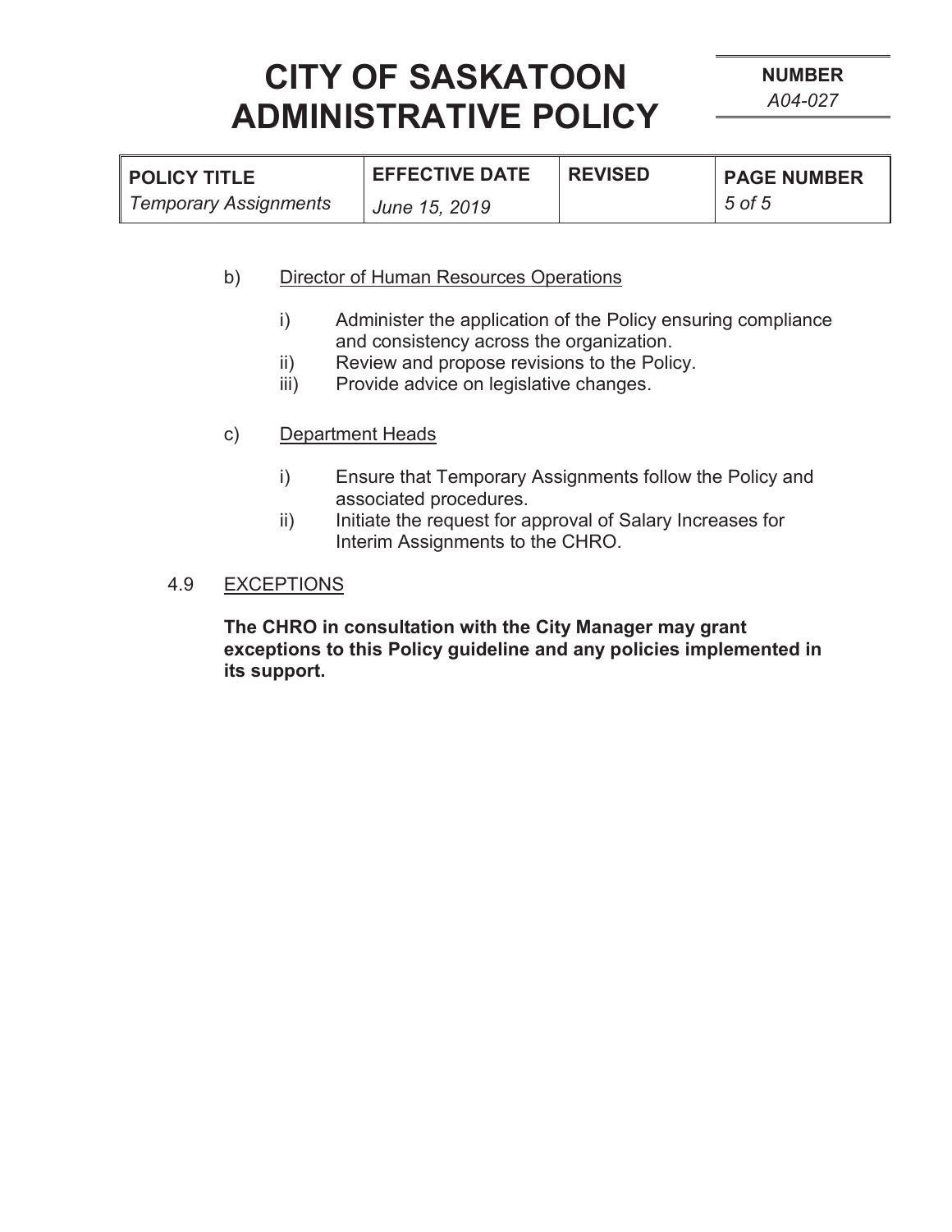b) Director of Human Resources Operations

   i) Administer the application of the Policy ensuring compliance and consistency across the organization.
   ii) Review and propose revisions to the Policy.
   iii) Provide advice on legislative changes.

c) Department Heads

   i) Ensure that Temporary Assignments follow the Policy and associated procedures.
   ii) Initiate the request for approval of Salary Increases for Interim Assignments to the CHRO.

4.9 EXCEPTIONS

**The CHRO in consultation with the City Manager may grant exceptions to this Policy guideline and any policies implemented in its support.**